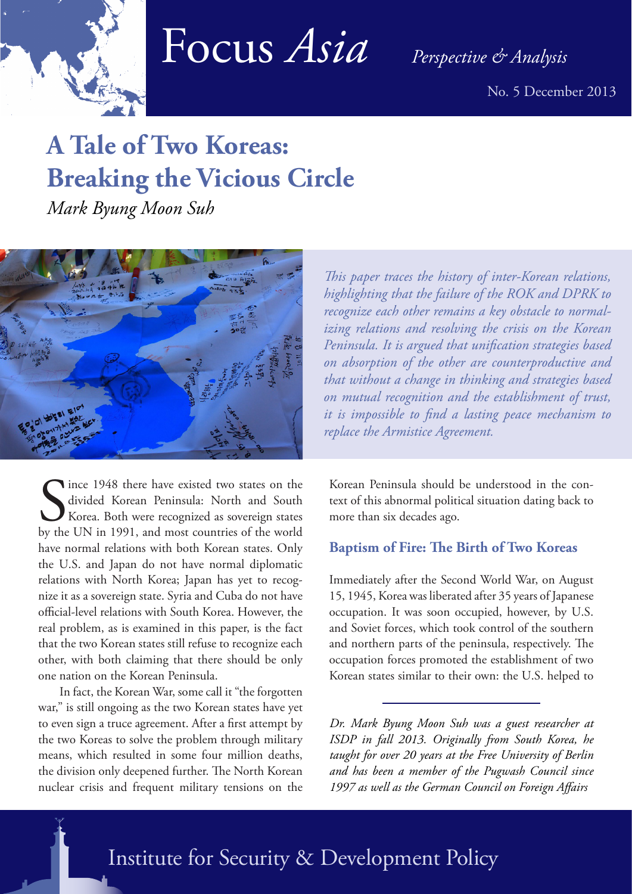# Focus *Asia*

*Perspective & Analysis*

No. 5 December 2013

# A Tale of Two Koreas: Breaking the Vicious Circle

*Mark Byung Moon Suh*

*This paper traces the history of inter-Korean relations, highlighting that the failure of the ROK and DPRK to recognize each other remains a key obstacle to normalizing relations and resolving the crisis on the Korean Peninsula. It is argued that unification strategies based on absorption of the other are counterproductive and that without a change in thinking and strategies based on mutual recognition and the establishment of trust, it is impossible to find a lasting peace mechanism to replace the Armistice Agreement.*

Since 1948 there have existed two states on the divided Korean Peninsula: North and South Korea. Both were recognized as sovereign states by the UN in 1991, and most countries of the world have normal relations with both Korean states. Only the U.S. and Japan do not have normal diplomatic relations with North Korea; Japan has yet to recognize it as a sovereign state. Syria and Cuba do not have official-level relations with South Korea. However, the real problem, as is examined in this paper, is the fact that the two Korean states still refuse to recognize each other, with both claiming that there should be only one nation on the Korean Peninsula.

In fact, the Korean War, some call it "the forgotten war," is still ongoing as the two Korean states have yet to even sign a truce agreement. After a first attempt by the two Koreas to solve the problem through military means, which resulted in some four million deaths, the division only deepened further. The North Korean nuclear crisis and frequent military tensions on the Korean Peninsula should be understood in the context of this abnormal political situation dating back to more than six decades ago.

## Baptism of Fire: The Birth of Two Koreas

Immediately after the Second World War, on August 15, 1945, Korea was liberated after 35 years of Japanese occupation. It was soon occupied, however, by U.S. and Soviet forces, which took control of the southern and northern parts of the peninsula, respectively. The occupation forces promoted the establishment of two Korean states similar to their own: the U.S. helped to

*Dr. Mark Byung Moon Suh was a guest researcher at ISDP in fall 2013. Originally from South Korea, he taught for over 20 years at the Free University of Berlin and has been a member of the Pugwash Council since 1997 as well as the German Council on Foreign Affairs*

Institute for Security & Development Policy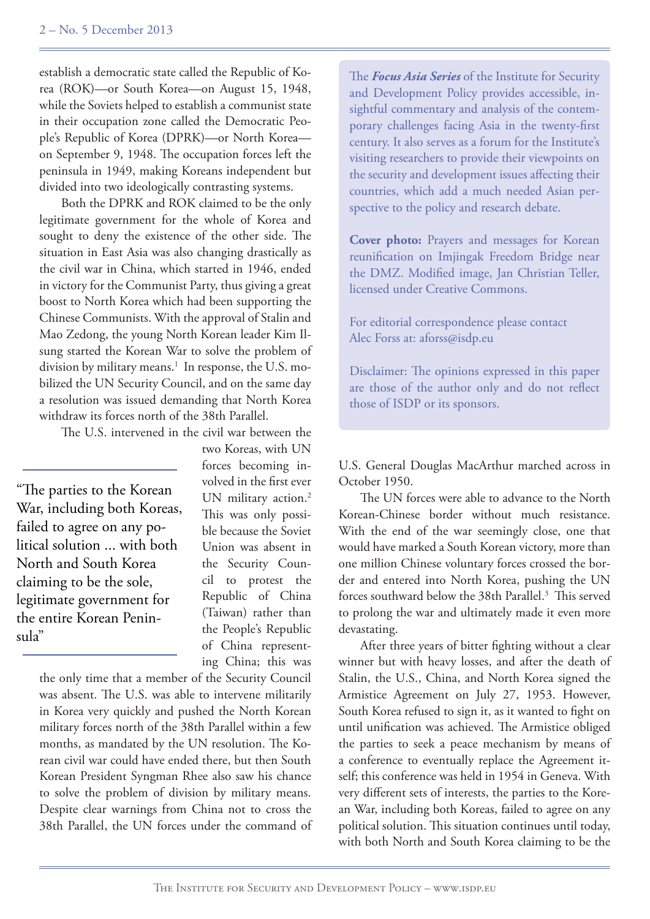establish a democratic state called the Republic of Korea (ROK)—or South Korea—on August 15, 1948, while the Soviets helped to establish a communist state in their occupation zone called the Democratic People's Republic of Korea (DPRK)—or North Korea—on September 9, 1948. The occupation forces left the peninsula in 1949, making Koreans independent but divided into two ideologically contrasting systems.

Both the DPRK and ROK claimed to be the only legitimate government for the whole of Korea and sought to deny the existence of the other side. The situation in East Asia was also changing drastically as the civil war in China, which started in 1946, ended in victory for the Communist Party, thus giving a great boost to North Korea which had been supporting the Chinese Communists. With the approval of Stalin and Mao Zedong, the young North Korean leader Kim Il-sung started the Korean War to solve the problem of division by military means.[1] In response, the U.S. mobilized the UN Security Council, and on the same day a resolution was issued demanding that North Korea withdraw its forces north of the 38th Parallel.

The U.S. intervened in the civil war between the two Koreas, with UN forces becoming involved in the first ever UN military action.[2] This was only possible because the Soviet Union was absent in the Security Council to protest the Republic of China (Taiwan) rather than the People's Republic of China representing China; this was the only time that a member of the Security Council was absent. The U.S. was able to intervene militarily in Korea very quickly and pushed the North Korean military forces north of the 38th Parallel within a few months, as mandated by the UN resolution. The Korean civil war could have ended there, but then South Korean President Syngman Rhee also saw his chance to solve the problem of division by military means. Despite clear warnings from China not to cross the 38th Parallel, the UN forces under the command of U.S. General Douglas MacArthur marched across in October 1950.

> "The parties to the Korean War, including both Koreas, failed to agree on any political solution ... with both North and South Korea claiming to be the sole, legitimate government for the entire Korean Peninsula"

The UN forces were able to advance to the North Korean-Chinese border without much resistance. With the end of the war seemingly close, one that would have marked a South Korean victory, more than one million Chinese voluntary forces crossed the border and entered into North Korea, pushing the UN forces southward below the 38th Parallel.[3] This served to prolong the war and ultimately made it even more devastating.

After three years of bitter fighting without a clear winner but with heavy losses, and after the death of Stalin, the U.S., China, and North Korea signed the Armistice Agreement on July 27, 1953. However, South Korea refused to sign it, as it wanted to fight on until unification was achieved. The Armistice obliged the parties to seek a peace mechanism by means of a conference to eventually replace the Agreement itself; this conference was held in 1954 in Geneva. With very different sets of interests, the parties to the Korean War, including both Koreas, failed to agree on any political solution. This situation continues until today, with both North and South Korea claiming to be the

---

The ***Focus Asia Series*** of the Institute for Security and Development Policy provides accessible, insightful commentary and analysis of the contemporary challenges facing Asia in the twenty-first century. It also serves as a forum for the Institute's visiting researchers to provide their viewpoints on the security and development issues affecting their countries, which add a much needed Asian perspective to the policy and research debate.

**Cover photo:** Prayers and messages for Korean reunification on Imjingak Freedom Bridge near the DMZ. Modified image, Jan Christian Teller, licensed under Creative Commons.

For editorial correspondence please contact Alec Forss at: aforss@isdp.eu

Disclaimer: The opinions expressed in this paper are those of the author only and do not reflect those of ISDP or its sponsors.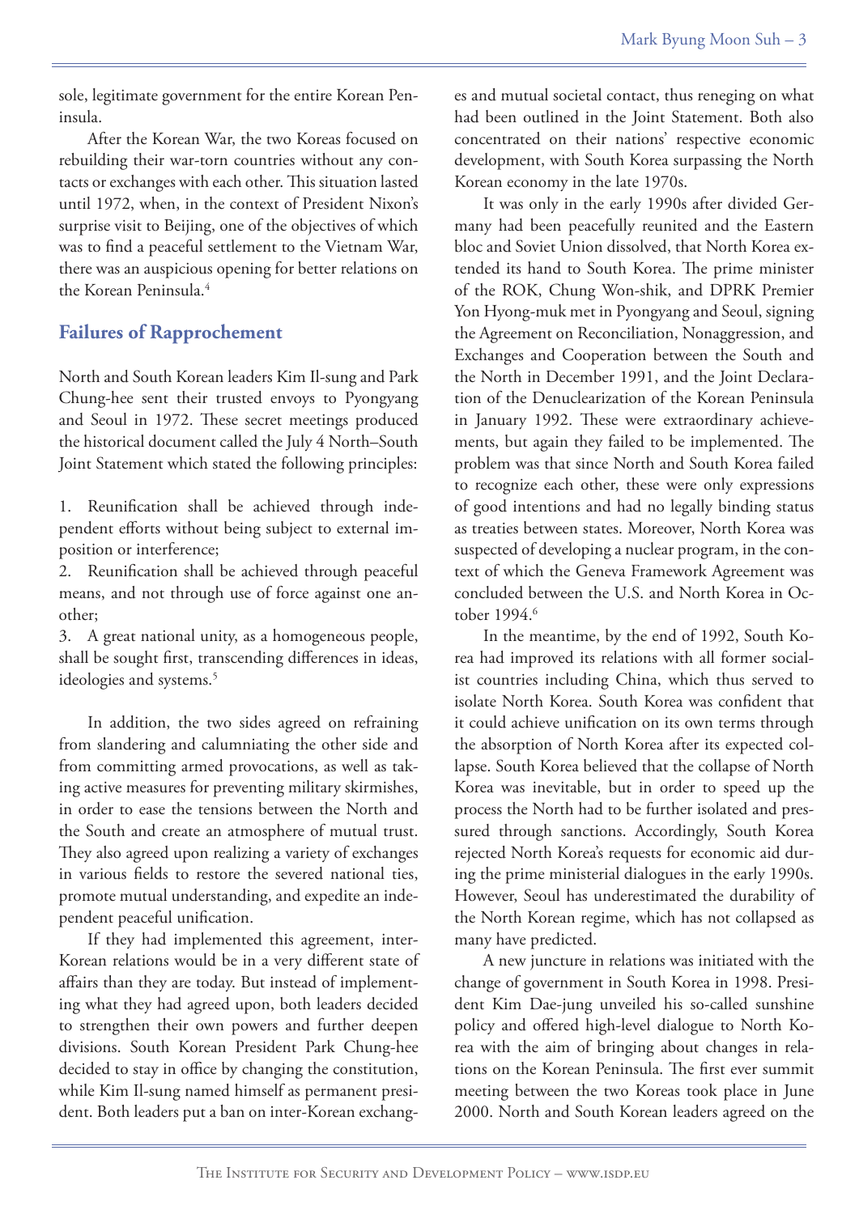sole, legitimate government for the entire Korean Peninsula.

After the Korean War, the two Koreas focused on rebuilding their war-torn countries without any contacts or exchanges with each other. This situation lasted until 1972, when, in the context of President Nixon's surprise visit to Beijing, one of the objectives of which was to find a peaceful settlement to the Vietnam War, there was an auspicious opening for better relations on the Korean Peninsula.[4]

## Failures of Rapprochement

North and South Korean leaders Kim Il-sung and Park Chung-hee sent their trusted envoys to Pyongyang and Seoul in 1972. These secret meetings produced the historical document called the July 4 North–South Joint Statement which stated the following principles:

1. Reunification shall be achieved through independent efforts without being subject to external imposition or interference;
2. Reunification shall be achieved through peaceful means, and not through use of force against one another;
3. A great national unity, as a homogeneous people, shall be sought first, transcending differences in ideas, ideologies and systems.[5]

In addition, the two sides agreed on refraining from slandering and calumniating the other side and from committing armed provocations, as well as taking active measures for preventing military skirmishes, in order to ease the tensions between the North and the South and create an atmosphere of mutual trust. They also agreed upon realizing a variety of exchanges in various fields to restore the severed national ties, promote mutual understanding, and expedite an independent peaceful unification.

If they had implemented this agreement, inter-Korean relations would be in a very different state of affairs than they are today. But instead of implementing what they had agreed upon, both leaders decided to strengthen their own powers and further deepen divisions. South Korean President Park Chung-hee decided to stay in office by changing the constitution, while Kim Il-sung named himself as permanent president. Both leaders put a ban on inter-Korean exchanges and mutual societal contact, thus reneging on what had been outlined in the Joint Statement. Both also concentrated on their nations' respective economic development, with South Korea surpassing the North Korean economy in the late 1970s.

It was only in the early 1990s after divided Germany had been peacefully reunited and the Eastern bloc and Soviet Union dissolved, that North Korea extended its hand to South Korea. The prime minister of the ROK, Chung Won-shik, and DPRK Premier Yon Hyong-muk met in Pyongyang and Seoul, signing the Agreement on Reconciliation, Nonaggression, and Exchanges and Cooperation between the South and the North in December 1991, and the Joint Declaration of the Denuclearization of the Korean Peninsula in January 1992. These were extraordinary achievements, but again they failed to be implemented. The problem was that since North and South Korea failed to recognize each other, these were only expressions of good intentions and had no legally binding status as treaties between states. Moreover, North Korea was suspected of developing a nuclear program, in the context of which the Geneva Framework Agreement was concluded between the U.S. and North Korea in October 1994.[6]

In the meantime, by the end of 1992, South Korea had improved its relations with all former socialist countries including China, which thus served to isolate North Korea. South Korea was confident that it could achieve unification on its own terms through the absorption of North Korea after its expected collapse. South Korea believed that the collapse of North Korea was inevitable, but in order to speed up the process the North had to be further isolated and pressured through sanctions. Accordingly, South Korea rejected North Korea's requests for economic aid during the prime ministerial dialogues in the early 1990s. However, Seoul has underestimated the durability of the North Korean regime, which has not collapsed as many have predicted.

A new juncture in relations was initiated with the change of government in South Korea in 1998. President Kim Dae-jung unveiled his so-called sunshine policy and offered high-level dialogue to North Korea with the aim of bringing about changes in relations on the Korean Peninsula. The first ever summit meeting between the two Koreas took place in June 2000. North and South Korean leaders agreed on the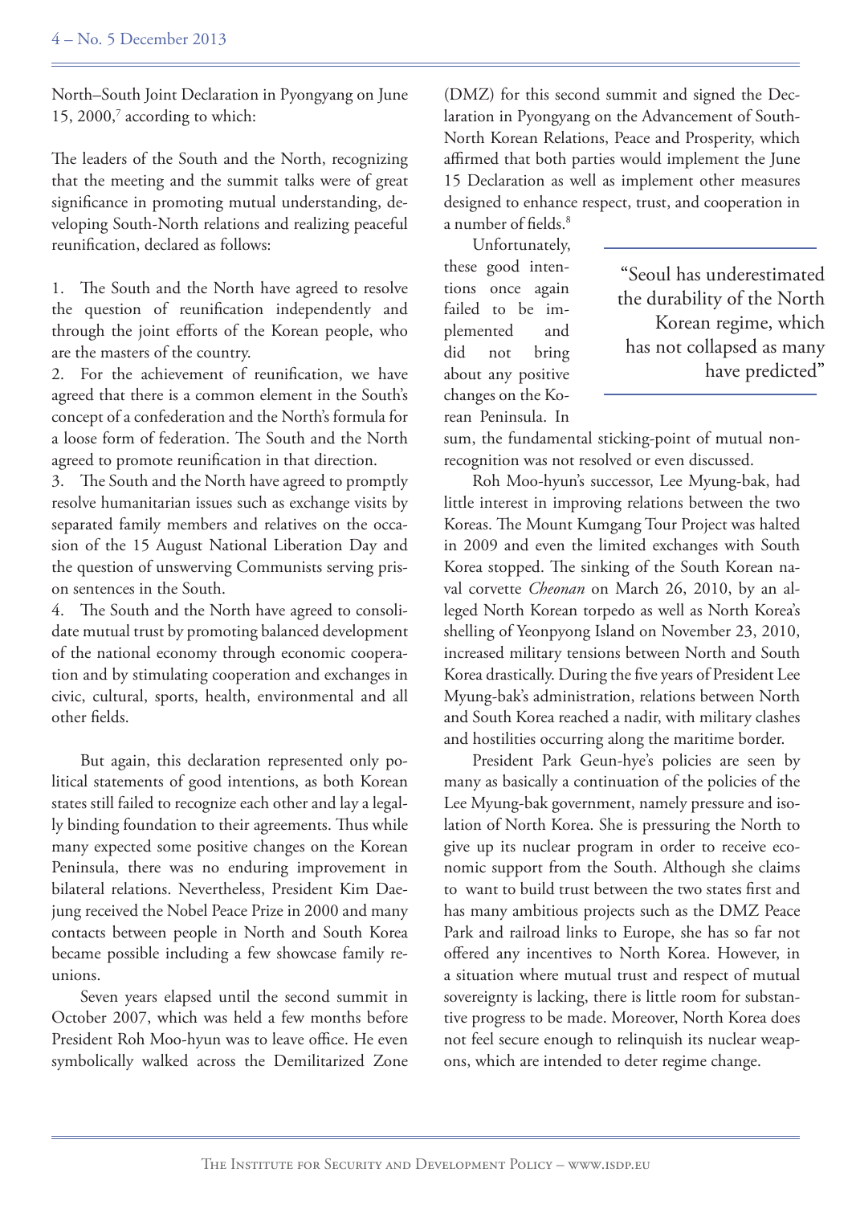North–South Joint Declaration in Pyongyang on June 15, 2000,[7] according to which:

The leaders of the South and the North, recognizing that the meeting and the summit talks were of great significance in promoting mutual understanding, developing South-North relations and realizing peaceful reunification, declared as follows:

1. The South and the North have agreed to resolve the question of reunification independently and through the joint efforts of the Korean people, who are the masters of the country.
2. For the achievement of reunification, we have agreed that there is a common element in the South's concept of a confederation and the North's formula for a loose form of federation. The South and the North agreed to promote reunification in that direction.
3. The South and the North have agreed to promptly resolve humanitarian issues such as exchange visits by separated family members and relatives on the occasion of the 15 August National Liberation Day and the question of unswerving Communists serving prison sentences in the South.
4. The South and the North have agreed to consolidate mutual trust by promoting balanced development of the national economy through economic cooperation and by stimulating cooperation and exchanges in civic, cultural, sports, health, environmental and all other fields.

But again, this declaration represented only political statements of good intentions, as both Korean states still failed to recognize each other and lay a legally binding foundation to their agreements. Thus while many expected some positive changes on the Korean Peninsula, there was no enduring improvement in bilateral relations. Nevertheless, President Kim Dae-jung received the Nobel Peace Prize in 2000 and many contacts between people in North and South Korea became possible including a few showcase family reunions.

Seven years elapsed until the second summit in October 2007, which was held a few months before President Roh Moo-hyun was to leave office. He even symbolically walked across the Demilitarized Zone (DMZ) for this second summit and signed the Declaration in Pyongyang on the Advancement of South-North Korean Relations, Peace and Prosperity, which affirmed that both parties would implement the June 15 Declaration as well as implement other measures designed to enhance respect, trust, and cooperation in a number of fields.[8]

Unfortunately, these good intentions once again failed to be implemented and did not bring about any positive changes on the Korean Peninsula. In sum, the fundamental sticking-point of mutual non-recognition was not resolved or even discussed.

> "Seoul has underestimated the durability of the North Korean regime, which has not collapsed as many have predicted"

Roh Moo-hyun's successor, Lee Myung-bak, had little interest in improving relations between the two Koreas. The Mount Kumgang Tour Project was halted in 2009 and even the limited exchanges with South Korea stopped. The sinking of the South Korean naval corvette *Cheonan* on March 26, 2010, by an alleged North Korean torpedo as well as North Korea's shelling of Yeonpyong Island on November 23, 2010, increased military tensions between North and South Korea drastically. During the five years of President Lee Myung-bak's administration, relations between North and South Korea reached a nadir, with military clashes and hostilities occurring along the maritime border.

President Park Geun-hye's policies are seen by many as basically a continuation of the policies of the Lee Myung-bak government, namely pressure and isolation of North Korea. She is pressuring the North to give up its nuclear program in order to receive economic support from the South. Although she claims to want to build trust between the two states first and has many ambitious projects such as the DMZ Peace Park and railroad links to Europe, she has so far not offered any incentives to North Korea. However, in a situation where mutual trust and respect of mutual sovereignty is lacking, there is little room for substantive progress to be made. Moreover, North Korea does not feel secure enough to relinquish its nuclear weapons, which are intended to deter regime change.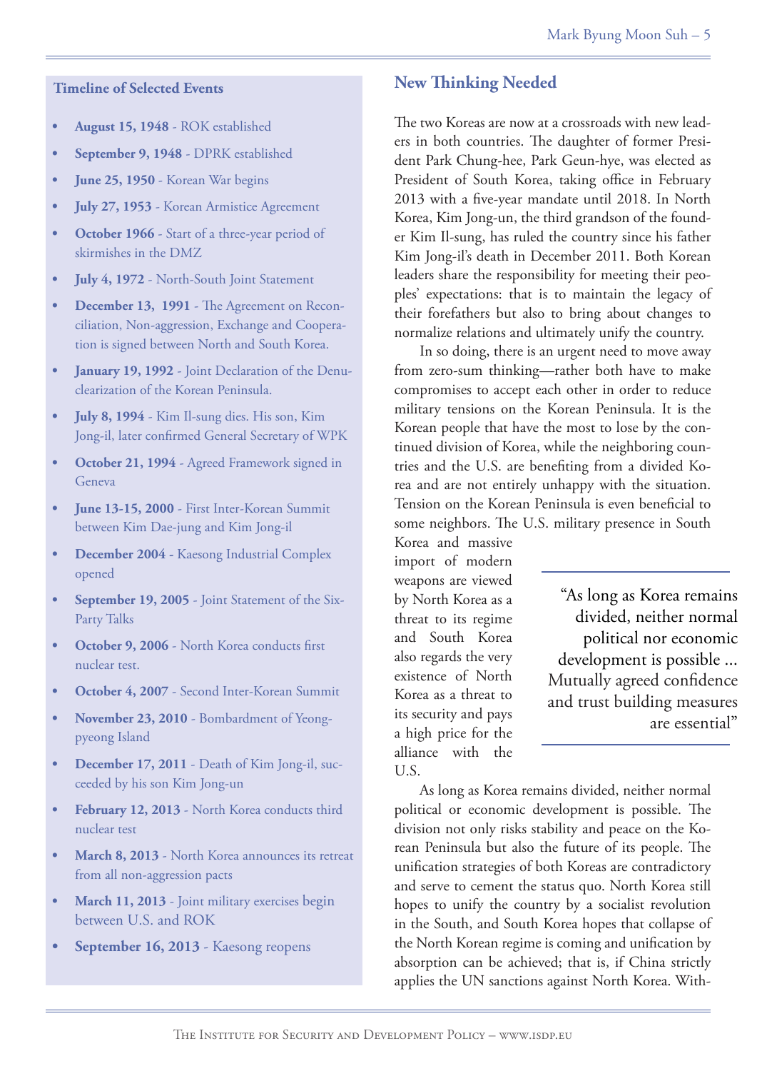### Timeline of Selected Events

- **August 15, 1948** - ROK established
- **September 9, 1948** - DPRK established
- **June 25, 1950** - Korean War begins
- **July 27, 1953** - Korean Armistice Agreement
- **October 1966** - Start of a three-year period of skirmishes in the DMZ
- **July 4, 1972** - North-South Joint Statement
- **December 13, 1991** - The Agreement on Reconciliation, Non-aggression, Exchange and Cooperation is signed between North and South Korea.
- **January 19, 1992** - Joint Declaration of the Denuclearization of the Korean Peninsula.
- **July 8, 1994** - Kim Il-sung dies. His son, Kim Jong-il, later confirmed General Secretary of WPK
- **October 21, 1994** - Agreed Framework signed in Geneva
- **June 13-15, 2000** - First Inter-Korean Summit between Kim Dae-jung and Kim Jong-il
- **December 2004 -** Kaesong Industrial Complex opened
- **September 19, 2005** - Joint Statement of the Six-Party Talks
- **October 9, 2006** - North Korea conducts first nuclear test.
- **October 4, 2007** - Second Inter-Korean Summit
- **November 23, 2010** - Bombardment of Yeongpyeong Island
- **December 17, 2011** - Death of Kim Jong-il, succeeded by his son Kim Jong-un
- **February 12, 2013** - North Korea conducts third nuclear test
- **March 8, 2013** - North Korea announces its retreat from all non-aggression pacts
- **March 11, 2013** - Joint military exercises begin between U.S. and ROK
- **September 16, 2013** - Kaesong reopens

## New Thinking Needed

The two Koreas are now at a crossroads with new leaders in both countries. The daughter of former President Park Chung-hee, Park Geun-hye, was elected as President of South Korea, taking office in February 2013 with a five-year mandate until 2018. In North Korea, Kim Jong-un, the third grandson of the founder Kim Il-sung, has ruled the country since his father Kim Jong-il's death in December 2011. Both Korean leaders share the responsibility for meeting their peoples' expectations: that is to maintain the legacy of their forefathers but also to bring about changes to normalize relations and ultimately unify the country.

In so doing, there is an urgent need to move away from zero-sum thinking—rather both have to make compromises to accept each other in order to reduce military tensions on the Korean Peninsula. It is the Korean people that have the most to lose by the continued division of Korea, while the neighboring countries and the U.S. are benefiting from a divided Korea and are not entirely unhappy with the situation. Tension on the Korean Peninsula is even beneficial to some neighbors. The U.S. military presence in South Korea and massive import of modern weapons are viewed by North Korea as a threat to its regime and South Korea also regards the very existence of North Korea as a threat to its security and pays a high price for the alliance with the U.S.

> "As long as Korea remains divided, neither normal political nor economic development is possible ... Mutually agreed confidence and trust building measures are essential"

As long as Korea remains divided, neither normal political or economic development is possible. The division not only risks stability and peace on the Korean Peninsula but also the future of its people. The unification strategies of both Koreas are contradictory and serve to cement the status quo. North Korea still hopes to unify the country by a socialist revolution in the South, and South Korea hopes that collapse of the North Korean regime is coming and unification by absorption can be achieved; that is, if China strictly applies the UN sanctions against North Korea. With-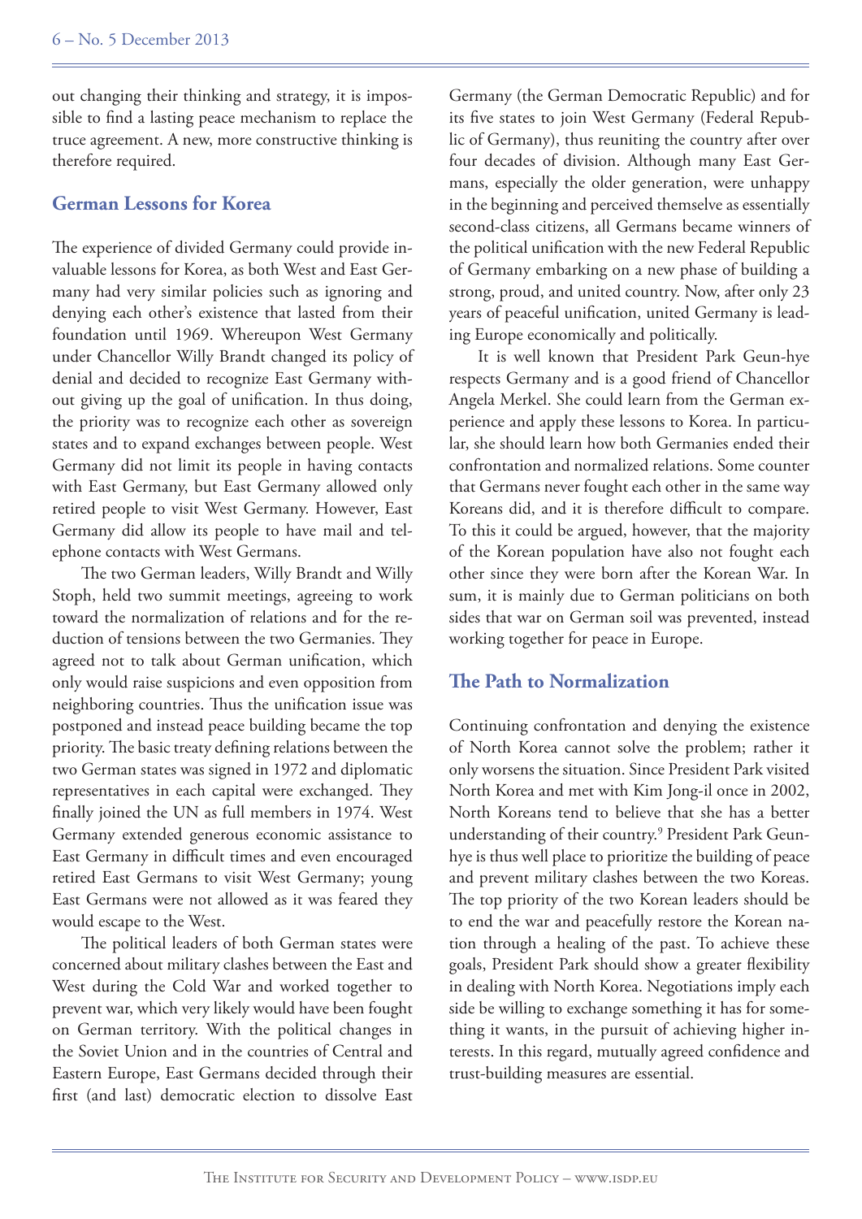out changing their thinking and strategy, it is impossible to find a lasting peace mechanism to replace the truce agreement. A new, more constructive thinking is therefore required.

## German Lessons for Korea

The experience of divided Germany could provide invaluable lessons for Korea, as both West and East Germany had very similar policies such as ignoring and denying each other's existence that lasted from their foundation until 1969. Whereupon West Germany under Chancellor Willy Brandt changed its policy of denial and decided to recognize East Germany without giving up the goal of unification. In thus doing, the priority was to recognize each other as sovereign states and to expand exchanges between people. West Germany did not limit its people in having contacts with East Germany, but East Germany allowed only retired people to visit West Germany. However, East Germany did allow its people to have mail and telephone contacts with West Germans.

The two German leaders, Willy Brandt and Willy Stoph, held two summit meetings, agreeing to work toward the normalization of relations and for the reduction of tensions between the two Germanies. They agreed not to talk about German unification, which only would raise suspicions and even opposition from neighboring countries. Thus the unification issue was postponed and instead peace building became the top priority. The basic treaty defining relations between the two German states was signed in 1972 and diplomatic representatives in each capital were exchanged. They finally joined the UN as full members in 1974. West Germany extended generous economic assistance to East Germany in difficult times and even encouraged retired East Germans to visit West Germany; young East Germans were not allowed as it was feared they would escape to the West.

The political leaders of both German states were concerned about military clashes between the East and West during the Cold War and worked together to prevent war, which very likely would have been fought on German territory. With the political changes in the Soviet Union and in the countries of Central and Eastern Europe, East Germans decided through their first (and last) democratic election to dissolve East Germany (the German Democratic Republic) and for its five states to join West Germany (Federal Republic of Germany), thus reuniting the country after over four decades of division. Although many East Germans, especially the older generation, were unhappy in the beginning and perceived themselve as essentially second-class citizens, all Germans became winners of the political unification with the new Federal Republic of Germany embarking on a new phase of building a strong, proud, and united country. Now, after only 23 years of peaceful unification, united Germany is leading Europe economically and politically.

It is well known that President Park Geun-hye respects Germany and is a good friend of Chancellor Angela Merkel. She could learn from the German experience and apply these lessons to Korea. In particular, she should learn how both Germanies ended their confrontation and normalized relations. Some counter that Germans never fought each other in the same way Koreans did, and it is therefore difficult to compare. To this it could be argued, however, that the majority of the Korean population have also not fought each other since they were born after the Korean War. In sum, it is mainly due to German politicians on both sides that war on German soil was prevented, instead working together for peace in Europe.

## The Path to Normalization

Continuing confrontation and denying the existence of North Korea cannot solve the problem; rather it only worsens the situation. Since President Park visited North Korea and met with Kim Jong-il once in 2002, North Koreans tend to believe that she has a better understanding of their country.[9] President Park Geun-hye is thus well place to prioritize the building of peace and prevent military clashes between the two Koreas. The top priority of the two Korean leaders should be to end the war and peacefully restore the Korean nation through a healing of the past. To achieve these goals, President Park should show a greater flexibility in dealing with North Korea. Negotiations imply each side be willing to exchange something it has for something it wants, in the pursuit of achieving higher interests. In this regard, mutually agreed confidence and trust-building measures are essential.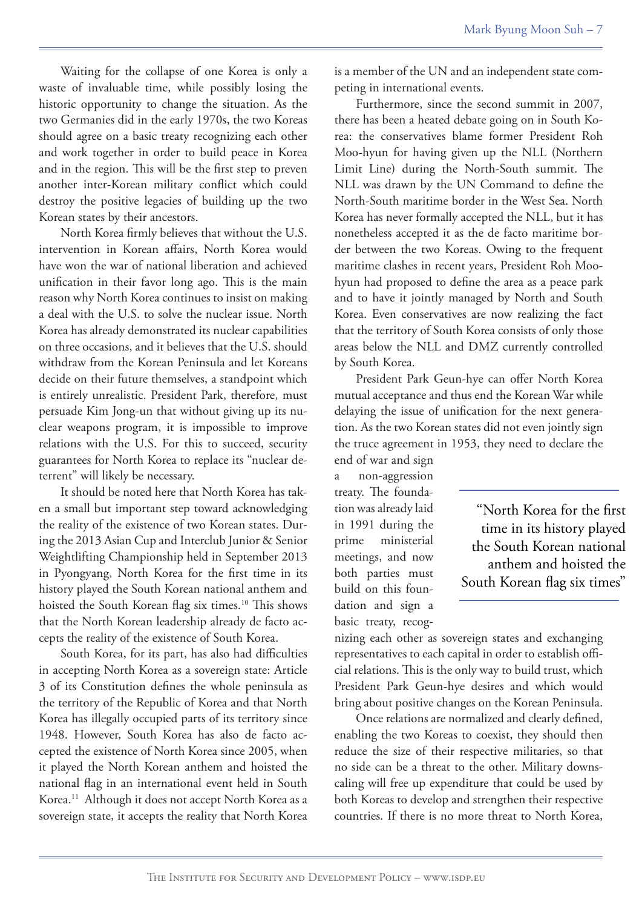Waiting for the collapse of one Korea is only a waste of invaluable time, while possibly losing the historic opportunity to change the situation. As the two Germanies did in the early 1970s, the two Koreas should agree on a basic treaty recognizing each other and work together in order to build peace in Korea and in the region. This will be the first step to preven another inter-Korean military conflict which could destroy the positive legacies of building up the two Korean states by their ancestors.

North Korea firmly believes that without the U.S. intervention in Korean affairs, North Korea would have won the war of national liberation and achieved unification in their favor long ago. This is the main reason why North Korea continues to insist on making a deal with the U.S. to solve the nuclear issue. North Korea has already demonstrated its nuclear capabilities on three occasions, and it believes that the U.S. should withdraw from the Korean Peninsula and let Koreans decide on their future themselves, a standpoint which is entirely unrealistic. President Park, therefore, must persuade Kim Jong-un that without giving up its nuclear weapons program, it is impossible to improve relations with the U.S. For this to succeed, security guarantees for North Korea to replace its "nuclear deterrent" will likely be necessary.

It should be noted here that North Korea has taken a small but important step toward acknowledging the reality of the existence of two Korean states. During the 2013 Asian Cup and Interclub Junior & Senior Weightlifting Championship held in September 2013 in Pyongyang, North Korea for the first time in its history played the South Korean national anthem and hoisted the South Korean flag six times.[10] This shows that the North Korean leadership already de facto accepts the reality of the existence of South Korea.

South Korea, for its part, has also had difficulties in accepting North Korea as a sovereign state: Article 3 of its Constitution defines the whole peninsula as the territory of the Republic of Korea and that North Korea has illegally occupied parts of its territory since 1948. However, South Korea has also de facto accepted the existence of North Korea since 2005, when it played the North Korean anthem and hoisted the national flag in an international event held in South Korea.[11] Although it does not accept North Korea as a sovereign state, it accepts the reality that North Korea is a member of the UN and an independent state competing in international events.

Furthermore, since the second summit in 2007, there has been a heated debate going on in South Korea: the conservatives blame former President Roh Moo-hyun for having given up the NLL (Northern Limit Line) during the North-South summit. The NLL was drawn by the UN Command to define the North-South maritime border in the West Sea. North Korea has never formally accepted the NLL, but it has nonetheless accepted it as the de facto maritime border between the two Koreas. Owing to the frequent maritime clashes in recent years, President Roh Moo-hyun had proposed to define the area as a peace park and to have it jointly managed by North and South Korea. Even conservatives are now realizing the fact that the territory of South Korea consists of only those areas below the NLL and DMZ currently controlled by South Korea.

President Park Geun-hye can offer North Korea mutual acceptance and thus end the Korean War while delaying the issue of unification for the next generation. As the two Korean states did not even jointly sign the truce agreement in 1953, they need to declare the end of war and sign a non-aggression treaty. The foundation was already laid in 1991 during the prime ministerial meetings, and now both parties must build on this foundation and sign a basic treaty, recognizing each other as sovereign states and exchanging representatives to each capital in order to establish official relations. This is the only way to build trust, which President Park Geun-hye desires and which would bring about positive changes on the Korean Peninsula.

> "North Korea for the first time in its history played the South Korean national anthem and hoisted the South Korean flag six times"

Once relations are normalized and clearly defined, enabling the two Koreas to coexist, they should then reduce the size of their respective militaries, so that no side can be a threat to the other. Military downscaling will free up expenditure that could be used by both Koreas to develop and strengthen their respective countries. If there is no more threat to North Korea,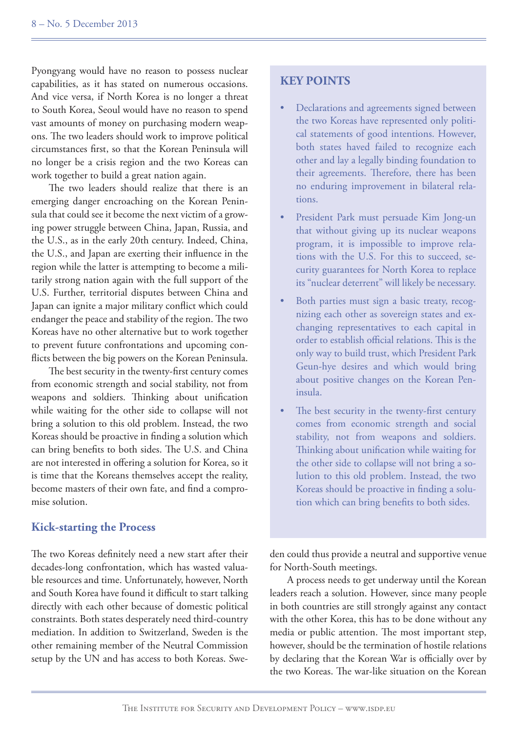Pyongyang would have no reason to possess nuclear capabilities, as it has stated on numerous occasions. And vice versa, if North Korea is no longer a threat to South Korea, Seoul would have no reason to spend vast amounts of money on purchasing modern weapons. The two leaders should work to improve political circumstances first, so that the Korean Peninsula will no longer be a crisis region and the two Koreas can work together to build a great nation again.

The two leaders should realize that there is an emerging danger encroaching on the Korean Peninsula that could see it become the next victim of a growing power struggle between China, Japan, Russia, and the U.S., as in the early 20th century. Indeed, China, the U.S., and Japan are exerting their influence in the region while the latter is attempting to become a militarily strong nation again with the full support of the U.S. Further, territorial disputes between China and Japan can ignite a major military conflict which could endanger the peace and stability of the region. The two Koreas have no other alternative but to work together to prevent future confrontations and upcoming conflicts between the big powers on the Korean Peninsula.

The best security in the twenty-first century comes from economic strength and social stability, not from weapons and soldiers. Thinking about unification while waiting for the other side to collapse will not bring a solution to this old problem. Instead, the two Koreas should be proactive in finding a solution which can bring benefits to both sides. The U.S. and China are not interested in offering a solution for Korea, so it is time that the Koreans themselves accept the reality, become masters of their own fate, and find a compromise solution.

## Kick-starting the Process

The two Koreas definitely need a new start after their decades-long confrontation, which has wasted valuable resources and time. Unfortunately, however, North and South Korea have found it difficult to start talking directly with each other because of domestic political constraints. Both states desperately need third-country mediation. In addition to Switzerland, Sweden is the other remaining member of the Neutral Commission setup by the UN and has access to both Koreas. Sweden could thus provide a neutral and supportive venue for North-South meetings.

A process needs to get underway until the Korean leaders reach a solution. However, since many people in both countries are still strongly against any contact with the other Korea, this has to be done without any media or public attention. The most important step, however, should be the termination of hostile relations by declaring that the Korean War is officially over by the two Koreas. The war-like situation on the Korean

### KEY POINTS

- Declarations and agreements signed between the two Koreas have represented only political statements of good intentions. However, both states haved failed to recognize each other and lay a legally binding foundation to their agreements. Therefore, there has been no enduring improvement in bilateral relations.
- President Park must persuade Kim Jong-un that without giving up its nuclear weapons program, it is impossible to improve relations with the U.S. For this to succeed, security guarantees for North Korea to replace its "nuclear deterrent" will likely be necessary.
- Both parties must sign a basic treaty, recognizing each other as sovereign states and exchanging representatives to each capital in order to establish official relations. This is the only way to build trust, which President Park Geun-hye desires and which would bring about positive changes on the Korean Peninsula.
- The best security in the twenty-first century comes from economic strength and social stability, not from weapons and soldiers. Thinking about unification while waiting for the other side to collapse will not bring a solution to this old problem. Instead, the two Koreas should be proactive in finding a solution which can bring benefits to both sides.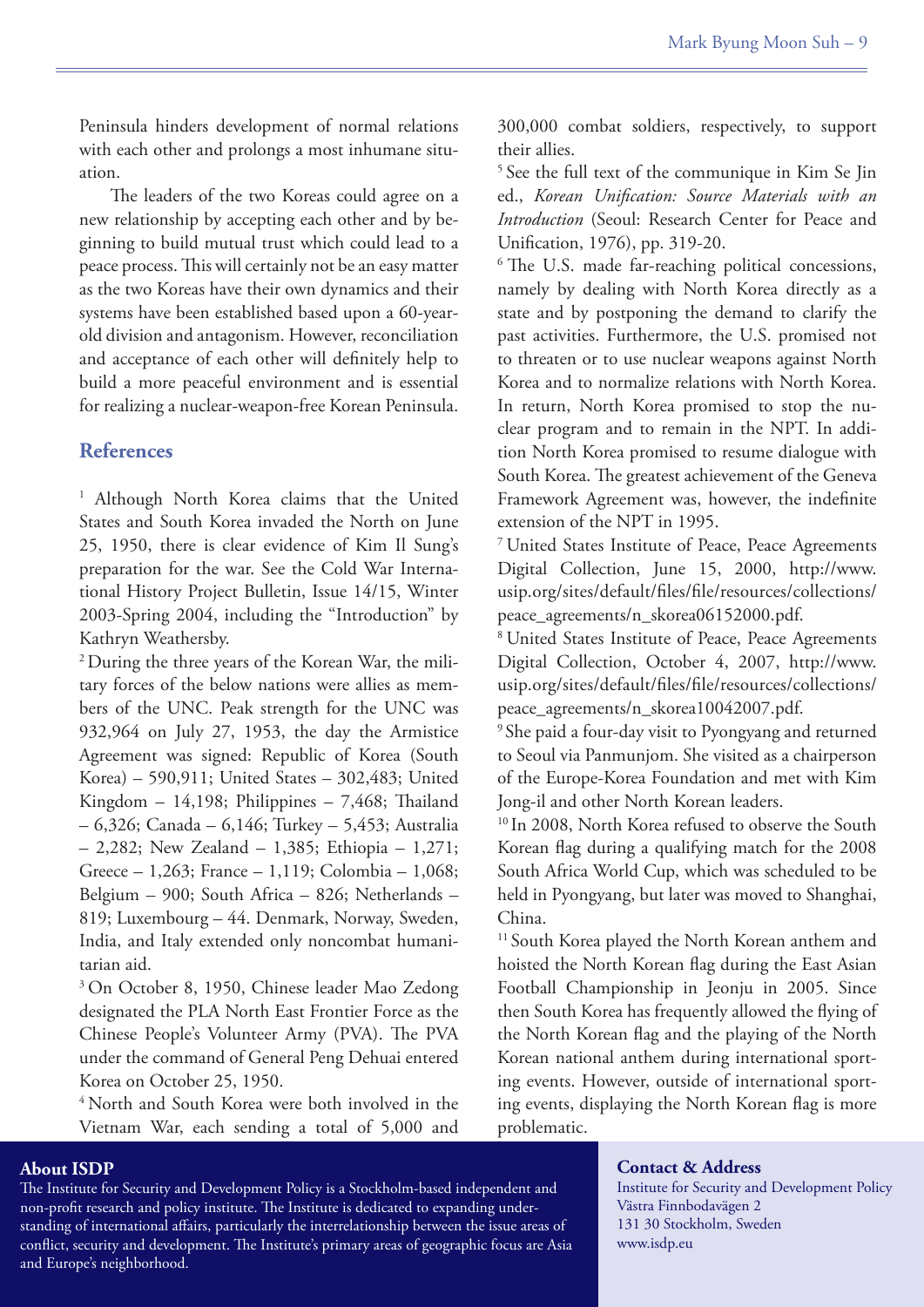Peninsula hinders development of normal relations with each other and prolongs a most inhumane situation.

The leaders of the two Koreas could agree on a new relationship by accepting each other and by beginning to build mutual trust which could lead to a peace process. This will certainly not be an easy matter as the two Koreas have their own dynamics and their systems have been established based upon a 60-year-old division and antagonism. However, reconciliation and acceptance of each other will definitely help to build a more peaceful environment and is essential for realizing a nuclear-weapon-free Korean Peninsula.

## References

[1] Although North Korea claims that the United States and South Korea invaded the North on June 25, 1950, there is clear evidence of Kim Il Sung's preparation for the war. See the Cold War International History Project Bulletin, Issue 14/15, Winter 2003-Spring 2004, including the "Introduction" by Kathryn Weathersby.

[2] During the three years of the Korean War, the military forces of the below nations were allies as members of the UNC. Peak strength for the UNC was 932,964 on July 27, 1953, the day the Armistice Agreement was signed: Republic of Korea (South Korea) – 590,911; United States – 302,483; United Kingdom – 14,198; Philippines – 7,468; Thailand – 6,326; Canada – 6,146; Turkey – 5,453; Australia – 2,282; New Zealand – 1,385; Ethiopia – 1,271; Greece – 1,263; France – 1,119; Colombia – 1,068; Belgium – 900; South Africa – 826; Netherlands – 819; Luxembourg – 44. Denmark, Norway, Sweden, India, and Italy extended only noncombat humanitarian aid.

[3] On October 8, 1950, Chinese leader Mao Zedong designated the PLA North East Frontier Force as the Chinese People's Volunteer Army (PVA). The PVA under the command of General Peng Dehuai entered Korea on October 25, 1950.

[4] North and South Korea were both involved in the Vietnam War, each sending a total of 5,000 and 300,000 combat soldiers, respectively, to support their allies.

[5] See the full text of the communique in Kim Se Jin ed., *Korean Unification: Source Materials with an Introduction* (Seoul: Research Center for Peace and Unification, 1976), pp. 319-20.

[6] The U.S. made far-reaching political concessions, namely by dealing with North Korea directly as a state and by postponing the demand to clarify the past activities. Furthermore, the U.S. promised not to threaten or to use nuclear weapons against North Korea and to normalize relations with North Korea. In return, North Korea promised to stop the nuclear program and to remain in the NPT. In addition North Korea promised to resume dialogue with South Korea. The greatest achievement of the Geneva Framework Agreement was, however, the indefinite extension of the NPT in 1995.

[7] United States Institute of Peace, Peace Agreements Digital Collection, June 15, 2000, http://www.usip.org/sites/default/files/file/resources/collections/peace_agreements/n_skorea06152000.pdf.

[8] United States Institute of Peace, Peace Agreements Digital Collection, October 4, 2007, http://www.usip.org/sites/default/files/file/resources/collections/peace_agreements/n_skorea10042007.pdf.

[9] She paid a four-day visit to Pyongyang and returned to Seoul via Panmunjom. She visited as a chairperson of the Europe-Korea Foundation and met with Kim Jong-il and other North Korean leaders.

[10] In 2008, North Korea refused to observe the South Korean flag during a qualifying match for the 2008 South Africa World Cup, which was scheduled to be held in Pyongyang, but later was moved to Shanghai, China.

[11] South Korea played the North Korean anthem and hoisted the North Korean flag during the East Asian Football Championship in Jeonju in 2005. Since then South Korea has frequently allowed the flying of the North Korean flag and the playing of the North Korean national anthem during international sporting events. However, outside of international sporting events, displaying the North Korean flag is more problematic.

**About ISDP**

The Institute for Security and Development Policy is a Stockholm-based independent and non-profit research and policy institute. The Institute is dedicated to expanding understanding of international affairs, particularly the interrelationship between the issue areas of conflict, security and development. The Institute's primary areas of geographic focus are Asia and Europe's neighborhood.

**Contact & Address**

Institute for Security and Development Policy
Västra Finnbodavägen 2
131 30 Stockholm, Sweden
www.isdp.eu